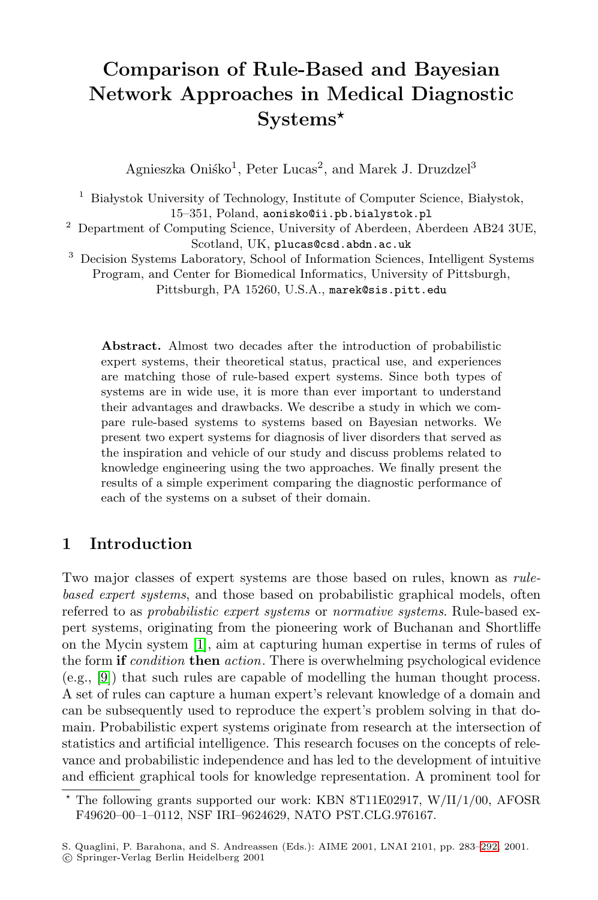# Comparison of Rule-Based and Bayesian Network Approaches in Medical Diagnostic Systems*

Agnieszka Oniśko[1], Peter Lucas[2], and Marek J. Druzdzel[3]

[1] Białystok University of Technology, Institute of Computer Science, Białystok, 15–351, Poland, aonisko@ii.pb.bialystok.pl

[2] Department of Computing Science, University of Aberdeen, Aberdeen AB24 3UE, Scotland, UK, plucas@csd.abdn.ac.uk

[3] Decision Systems Laboratory, School of Information Sciences, Intelligent Systems Program, and Center for Biomedical Informatics, University of Pittsburgh, Pittsburgh, PA 15260, U.S.A., marek@sis.pitt.edu

**Abstract.** Almost two decades after the introduction of probabilistic expert systems, their theoretical status, practical use, and experiences are matching those of rule-based expert systems. Since both types of systems are in wide use, it is more than ever important to understand their advantages and drawbacks. We describe a study in which we compare rule-based systems to systems based on Bayesian networks. We present two expert systems for diagnosis of liver disorders that served as the inspiration and vehicle of our study and discuss problems related to knowledge engineering using the two approaches. We finally present the results of a simple experiment comparing the diagnostic performance of each of the systems on a subset of their domain.

## 1 Introduction

Two major classes of expert systems are those based on rules, known as *rule-based expert systems*, and those based on probabilistic graphical models, often referred to as *probabilistic expert systems* or *normative systems*. Rule-based expert systems, originating from the pioneering work of Buchanan and Shortliffe on the Mycin system [1], aim at capturing human expertise in terms of rules of the form **if** *condition* **then** *action*. There is overwhelming psychological evidence (e.g., [9]) that such rules are capable of modelling the human thought process. A set of rules can capture a human expert's relevant knowledge of a domain and can be subsequently used to reproduce the expert's problem solving in that domain. Probabilistic expert systems originate from research at the intersection of statistics and artificial intelligence. This research focuses on the concepts of relevance and probabilistic independence and has led to the development of intuitive and efficient graphical tools for knowledge representation. A prominent tool for

* The following grants supported our work: KBN 8T11E02917, W/II/1/00, AFOSR F49620–00–1–0112, NSF IRI–9624629, NATO PST.CLG.976167.

S. Quaglini, P. Barahona, and S. Andreassen (Eds.): AIME 2001, LNAI 2101, pp. 283–292, 2001.
© Springer-Verlag Berlin Heidelberg 2001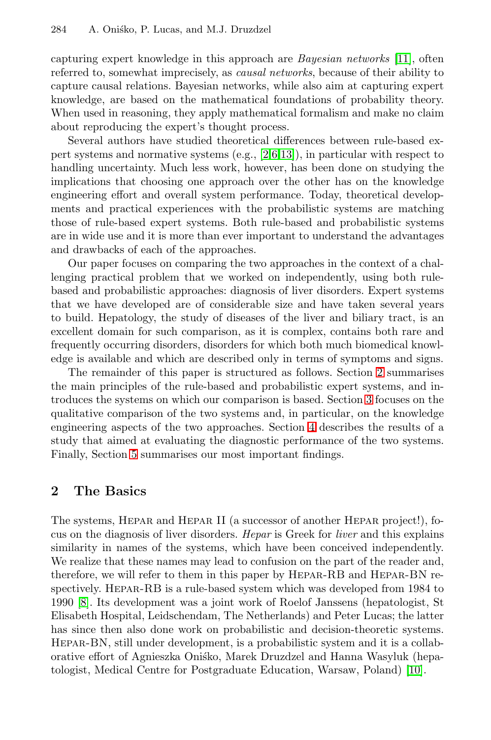capturing expert knowledge in this approach are *Bayesian networks* [11], often referred to, somewhat imprecisely, as *causal networks*, because of their ability to capture causal relations. Bayesian networks, while also aim at capturing expert knowledge, are based on the mathematical foundations of probability theory. When used in reasoning, they apply mathematical formalism and make no claim about reproducing the expert's thought process.

Several authors have studied theoretical differences between rule-based expert systems and normative systems (e.g., [2,6,13]), in particular with respect to handling uncertainty. Much less work, however, has been done on studying the implications that choosing one approach over the other has on the knowledge engineering effort and overall system performance. Today, theoretical developments and practical experiences with the probabilistic systems are matching those of rule-based expert systems. Both rule-based and probabilistic systems are in wide use and it is more than ever important to understand the advantages and drawbacks of each of the approaches.

Our paper focuses on comparing the two approaches in the context of a challenging practical problem that we worked on independently, using both rule-based and probabilistic approaches: diagnosis of liver disorders. Expert systems that we have developed are of considerable size and have taken several years to build. Hepatology, the study of diseases of the liver and biliary tract, is an excellent domain for such comparison, as it is complex, contains both rare and frequently occurring disorders, disorders for which both much biomedical knowledge is available and which are described only in terms of symptoms and signs.

The remainder of this paper is structured as follows. Section 2 summarises the main principles of the rule-based and probabilistic expert systems, and introduces the systems on which our comparison is based. Section 3 focuses on the qualitative comparison of the two systems and, in particular, on the knowledge engineering aspects of the two approaches. Section 4 describes the results of a study that aimed at evaluating the diagnostic performance of the two systems. Finally, Section 5 summarises our most important findings.

## 2 The Basics

The systems, Hepar and Hepar II (a successor of another Hepar project!), focus on the diagnosis of liver disorders. *Hepar* is Greek for *liver* and this explains similarity in names of the systems, which have been conceived independently. We realize that these names may lead to confusion on the part of the reader and, therefore, we will refer to them in this paper by Hepar-RB and Hepar-BN respectively. Hepar-RB is a rule-based system which was developed from 1984 to 1990 [8]. Its development was a joint work of Roelof Janssens (hepatologist, St Elisabeth Hospital, Leidschendam, The Netherlands) and Peter Lucas; the latter has since then also done work on probabilistic and decision-theoretic systems. Hepar-BN, still under development, is a probabilistic system and it is a collaborative effort of Agnieszka Oniśko, Marek Druzdzel and Hanna Wasyluk (hepatologist, Medical Centre for Postgraduate Education, Warsaw, Poland) [10].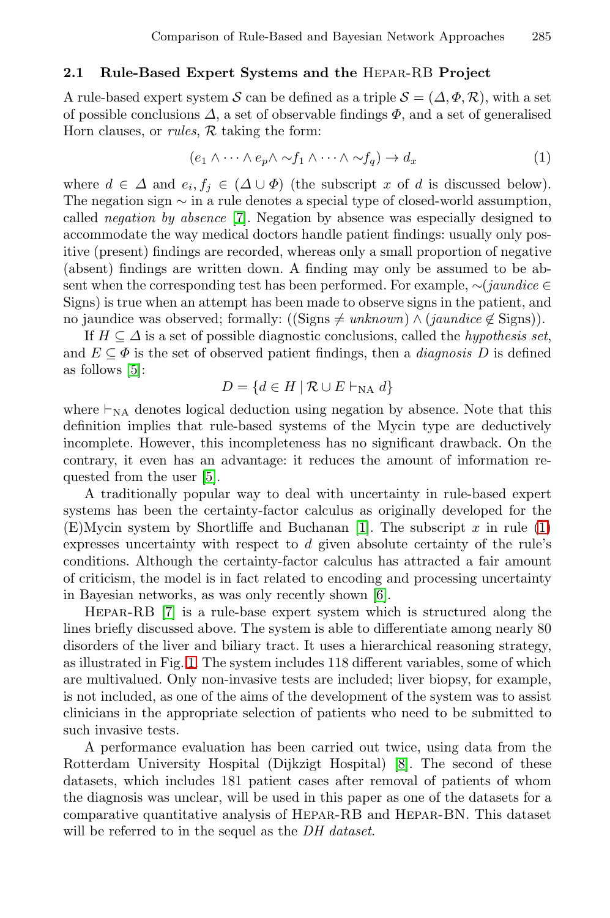### 2.1 Rule-Based Expert Systems and the Hepar-RB Project

A rule-based expert system $\mathcal{S}$ can be defined as a triple $\mathcal{S} = (\Delta, \Phi, \mathcal{R})$, with a set of possible conclusions $\Delta$, a set of observable findings $\Phi$, and a set of generalised Horn clauses, or *rules*, $\mathcal{R}$ taking the form:

$$(e_1 \wedge \cdots \wedge e_p \wedge \sim f_1 \wedge \cdots \wedge \sim f_q) \rightarrow d_x \tag{1}$$

where $d \in \Delta$ and $e_i, f_j \in (\Delta \cup \Phi)$ (the subscript $x$ of $d$ is discussed below). The negation sign $\sim$ in a rule denotes a special type of closed-world assumption, called *negation by absence* [7]. Negation by absence was especially designed to accommodate the way medical doctors handle patient findings: usually only positive (present) findings are recorded, whereas only a small proportion of negative (absent) findings are written down. A finding may only be assumed to be absent when the corresponding test has been performed. For example, $\sim$(*jaundice* $\in$ Signs) is true when an attempt has been made to observe signs in the patient, and no jaundice was observed; formally: ((Signs $\neq$ *unknown*) $\wedge$ (*jaundice* $\notin$ Signs)).

If $H \subseteq \Delta$ is a set of possible diagnostic conclusions, called the *hypothesis set*, and $E \subseteq \Phi$ is the set of observed patient findings, then a *diagnosis* $D$ is defined as follows [5]:

$$D = \{d \in H \mid \mathcal{R} \cup E \vdash_{\text{NA}} d\}$$

where $\vdash_{\text{NA}}$ denotes logical deduction using negation by absence. Note that this definition implies that rule-based systems of the Mycin type are deductively incomplete. However, this incompleteness has no significant drawback. On the contrary, it even has an advantage: it reduces the amount of information requested from the user [5].

A traditionally popular way to deal with uncertainty in rule-based expert systems has been the certainty-factor calculus as originally developed for the (E)Mycin system by Shortliffe and Buchanan [1]. The subscript $x$ in rule (1) expresses uncertainty with respect to $d$ given absolute certainty of the rule's conditions. Although the certainty-factor calculus has attracted a fair amount of criticism, the model is in fact related to encoding and processing uncertainty in Bayesian networks, as was only recently shown [6].

Hepar-RB [7] is a rule-base expert system which is structured along the lines briefly discussed above. The system is able to differentiate among nearly 80 disorders of the liver and biliary tract. It uses a hierarchical reasoning strategy, as illustrated in Fig. 1. The system includes 118 different variables, some of which are multivalued. Only non-invasive tests are included; liver biopsy, for example, is not included, as one of the aims of the development of the system was to assist clinicians in the appropriate selection of patients who need to be submitted to such invasive tests.

A performance evaluation has been carried out twice, using data from the Rotterdam University Hospital (Dijkzigt Hospital) [8]. The second of these datasets, which includes 181 patient cases after removal of patients of whom the diagnosis was unclear, will be used in this paper as one of the datasets for a comparative quantitative analysis of Hepar-RB and Hepar-BN. This dataset will be referred to in the sequel as the *DH dataset*.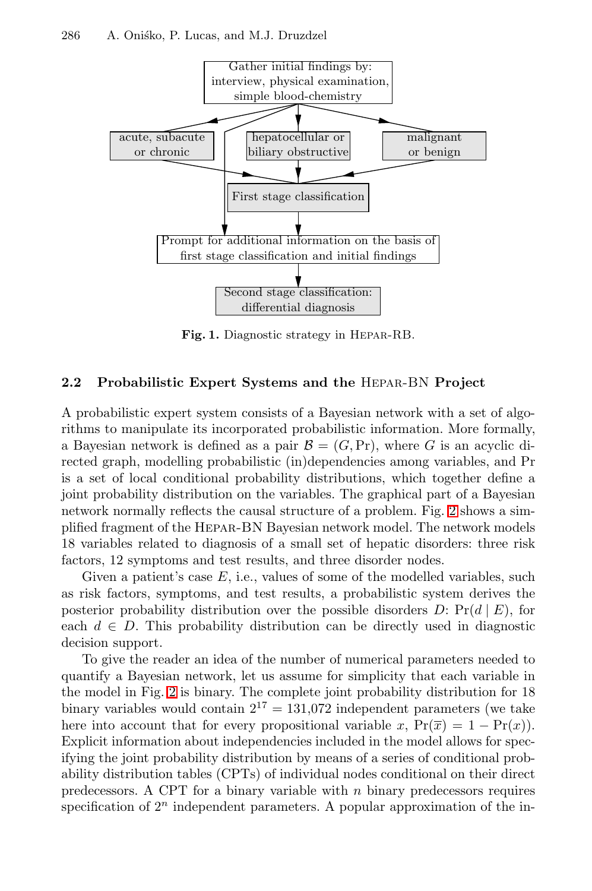Gather initial findings by: interview, physical examination, simple blood-chemistry

acute, subacute or chronic

hepatocellular or biliary obstructive

malignant or benign

First stage classification

Prompt for additional information on the basis of first stage classification and initial findings

Second stage classification: differential diagnosis

**Fig. 1.** Diagnostic strategy in Hepar-RB.

### 2.2 Probabilistic Expert Systems and the Hepar-BN Project

A probabilistic expert system consists of a Bayesian network with a set of algorithms to manipulate its incorporated probabilistic information. More formally, a Bayesian network is defined as a pair $\mathcal{B} = (G, \Pr)$, where $G$ is an acyclic directed graph, modelling probabilistic (in)dependencies among variables, and Pr is a set of local conditional probability distributions, which together define a joint probability distribution on the variables. The graphical part of a Bayesian network normally reflects the causal structure of a problem. Fig. 2 shows a simplified fragment of the Hepar-BN Bayesian network model. The network models 18 variables related to diagnosis of a small set of hepatic disorders: three risk factors, 12 symptoms and test results, and three disorder nodes.

Given a patient's case $E$, i.e., values of some of the modelled variables, such as risk factors, symptoms, and test results, a probabilistic system derives the posterior probability distribution over the possible disorders $D$: $\Pr(d \mid E)$, for each $d \in D$. This probability distribution can be directly used in diagnostic decision support.

To give the reader an idea of the number of numerical parameters needed to quantify a Bayesian network, let us assume for simplicity that each variable in the model in Fig. 2 is binary. The complete joint probability distribution for 18 binary variables would contain $2^{17} = 131{,}072$ independent parameters (we take here into account that for every propositional variable $x$, $\Pr(\overline{x}) = 1 - \Pr(x)$). Explicit information about independencies included in the model allows for specifying the joint probability distribution by means of a series of conditional probability distribution tables (CPTs) of individual nodes conditional on their direct predecessors. A CPT for a binary variable with $n$ binary predecessors requires specification of $2^n$ independent parameters. A popular approximation of the in-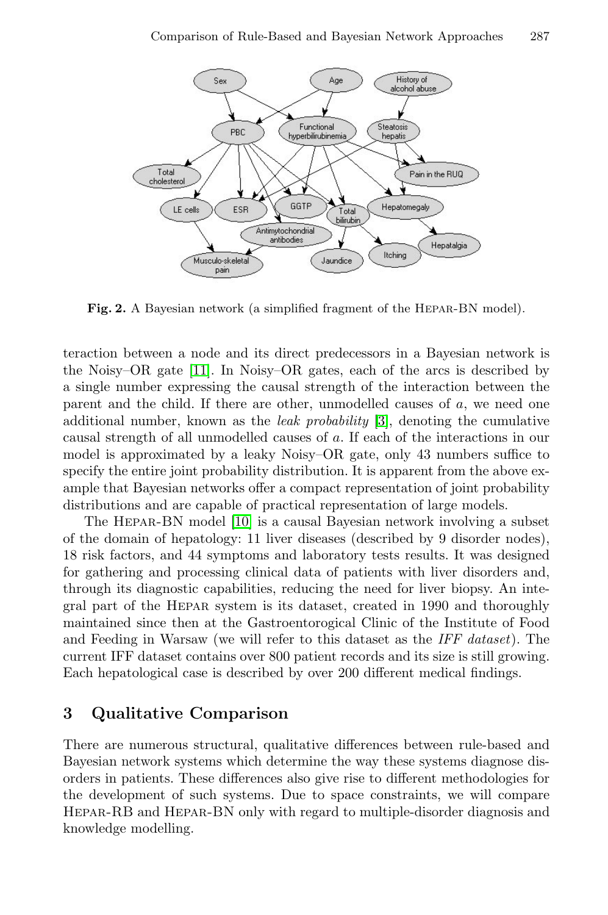Fig. 2. A Bayesian network (a simplified fragment of the HEPAR-BN model).

teraction between a node and its direct predecessors in a Bayesian network is the Noisy–OR gate [11]. In Noisy–OR gates, each of the arcs is described by a single number expressing the causal strength of the interaction between the parent and the child. If there are other, unmodelled causes of $a$, we need one additional number, known as the *leak probability* [3], denoting the cumulative causal strength of all unmodelled causes of $a$. If each of the interactions in our model is approximated by a leaky Noisy–OR gate, only 43 numbers suffice to specify the entire joint probability distribution. It is apparent from the above example that Bayesian networks offer a compact representation of joint probability distributions and are capable of practical representation of large models.

The HEPAR-BN model [10] is a causal Bayesian network involving a subset of the domain of hepatology: 11 liver diseases (described by 9 disorder nodes), 18 risk factors, and 44 symptoms and laboratory tests results. It was designed for gathering and processing clinical data of patients with liver disorders and, through its diagnostic capabilities, reducing the need for liver biopsy. An integral part of the HEPAR system is its dataset, created in 1990 and thoroughly maintained since then at the Gastroentorogical Clinic of the Institute of Food and Feeding in Warsaw (we will refer to this dataset as the *IFF dataset*). The current IFF dataset contains over 800 patient records and its size is still growing. Each hepatological case is described by over 200 different medical findings.

## 3 Qualitative Comparison

There are numerous structural, qualitative differences between rule-based and Bayesian network systems which determine the way these systems diagnose disorders in patients. These differences also give rise to different methodologies for the development of such systems. Due to space constraints, we will compare HEPAR-RB and HEPAR-BN only with regard to multiple-disorder diagnosis and knowledge modelling.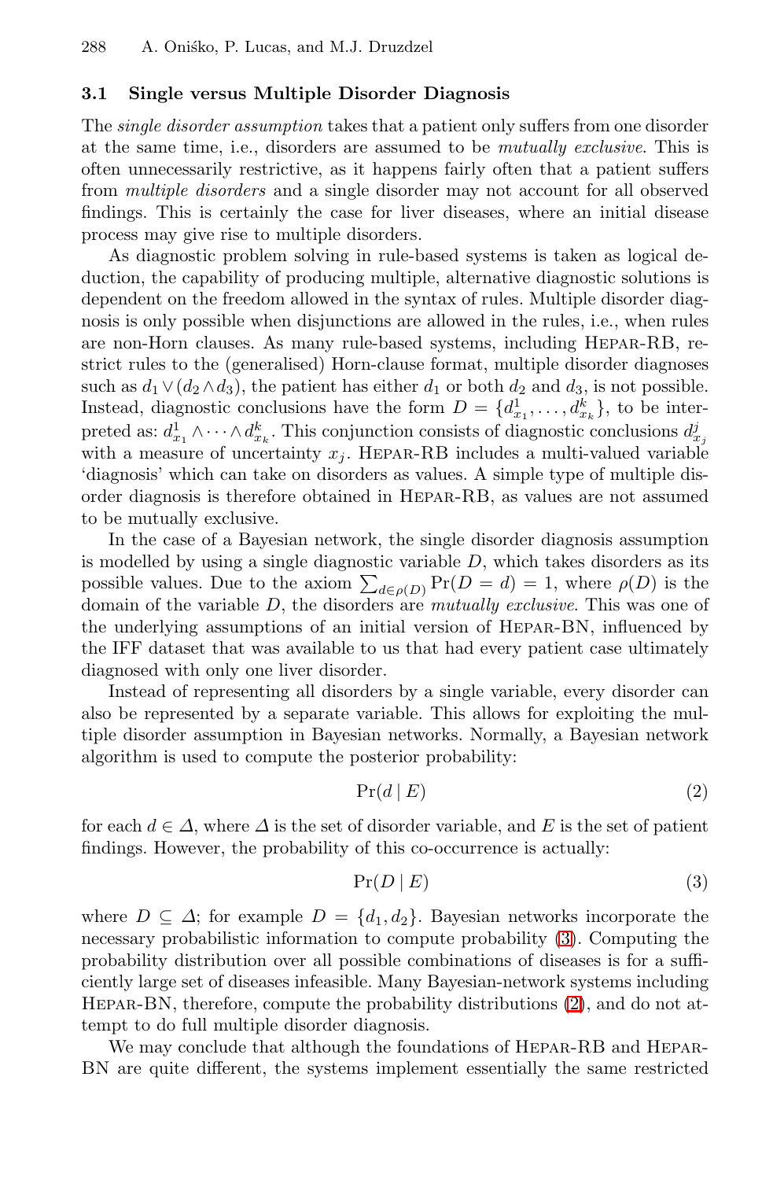### 3.1 Single versus Multiple Disorder Diagnosis

The *single disorder assumption* takes that a patient only suffers from one disorder at the same time, i.e., disorders are assumed to be *mutually exclusive*. This is often unnecessarily restrictive, as it happens fairly often that a patient suffers from *multiple disorders* and a single disorder may not account for all observed findings. This is certainly the case for liver diseases, where an initial disease process may give rise to multiple disorders.

As diagnostic problem solving in rule-based systems is taken as logical deduction, the capability of producing multiple, alternative diagnostic solutions is dependent on the freedom allowed in the syntax of rules. Multiple disorder diagnosis is only possible when disjunctions are allowed in the rules, i.e., when rules are non-Horn clauses. As many rule-based systems, including Hepar-RB, restrict rules to the (generalised) Horn-clause format, multiple disorder diagnoses such as $d_1 \vee (d_2 \wedge d_3)$, the patient has either $d_1$ or both $d_2$ and $d_3$, is not possible. Instead, diagnostic conclusions have the form $D = \{d^1_{x_1}, \ldots, d^k_{x_k}\}$, to be interpreted as: $d^1_{x_1} \wedge \cdots \wedge d^k_{x_k}$. This conjunction consists of diagnostic conclusions $d^j_{x_j}$ with a measure of uncertainty $x_j$. Hepar-RB includes a multi-valued variable 'diagnosis' which can take on disorders as values. A simple type of multiple disorder diagnosis is therefore obtained in Hepar-RB, as values are not assumed to be mutually exclusive.

In the case of a Bayesian network, the single disorder diagnosis assumption is modelled by using a single diagnostic variable $D$, which takes disorders as its possible values. Due to the axiom $\sum_{d \in \rho(D)} \Pr(D = d) = 1$, where $\rho(D)$ is the domain of the variable $D$, the disorders are *mutually exclusive*. This was one of the underlying assumptions of an initial version of Hepar-BN, influenced by the IFF dataset that was available to us that had every patient case ultimately diagnosed with only one liver disorder.

Instead of representing all disorders by a single variable, every disorder can also be represented by a separate variable. This allows for exploiting the multiple disorder assumption in Bayesian networks. Normally, a Bayesian network algorithm is used to compute the posterior probability:

$$\Pr(d \mid E) \tag{2}$$

for each $d \in \Delta$, where $\Delta$ is the set of disorder variable, and $E$ is the set of patient findings. However, the probability of this co-occurrence is actually:

$$\Pr(D \mid E) \tag{3}$$

where $D \subseteq \Delta$; for example $D = \{d_1, d_2\}$. Bayesian networks incorporate the necessary probabilistic information to compute probability (3). Computing the probability distribution over all possible combinations of diseases is for a sufficiently large set of diseases infeasible. Many Bayesian-network systems including Hepar-BN, therefore, compute the probability distributions (2), and do not attempt to do full multiple disorder diagnosis.

We may conclude that although the foundations of Hepar-RB and Hepar-BN are quite different, the systems implement essentially the same restricted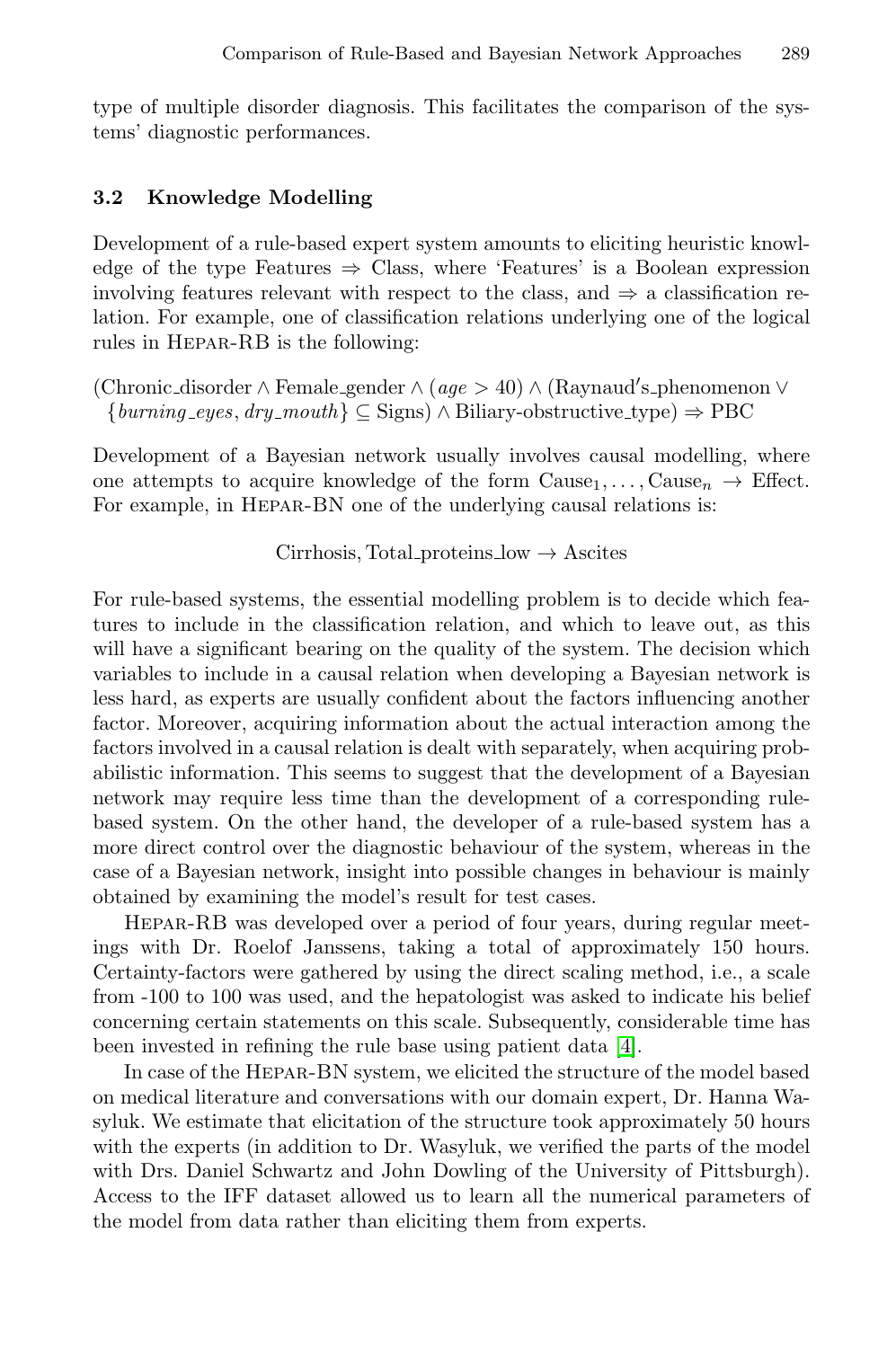type of multiple disorder diagnosis. This facilitates the comparison of the systems' diagnostic performances.

### 3.2 Knowledge Modelling

Development of a rule-based expert system amounts to eliciting heuristic knowledge of the type Features $\Rightarrow$ Class, where 'Features' is a Boolean expression involving features relevant with respect to the class, and $\Rightarrow$ a classification relation. For example, one of classification relations underlying one of the logical rules in HEPAR-RB is the following:

$$(\text{Chronic\_disorder} \wedge \text{Female\_gender} \wedge (age > 40) \wedge (\text{Raynaud's\_phenomenon} \vee \{burning\_eyes, dry\_mouth\} \subseteq \text{Signs}) \wedge \text{Biliary-obstructive\_type}) \Rightarrow \text{PBC}$$

Development of a Bayesian network usually involves causal modelling, where one attempts to acquire knowledge of the form $\text{Cause}_1, \ldots, \text{Cause}_n \rightarrow \text{Effect}$. For example, in HEPAR-BN one of the underlying causal relations is:

$$\text{Cirrhosis}, \text{Total\_proteins\_low} \rightarrow \text{Ascites}$$

For rule-based systems, the essential modelling problem is to decide which features to include in the classification relation, and which to leave out, as this will have a significant bearing on the quality of the system. The decision which variables to include in a causal relation when developing a Bayesian network is less hard, as experts are usually confident about the factors influencing another factor. Moreover, acquiring information about the actual interaction among the factors involved in a causal relation is dealt with separately, when acquiring probabilistic information. This seems to suggest that the development of a Bayesian network may require less time than the development of a corresponding rule-based system. On the other hand, the developer of a rule-based system has a more direct control over the diagnostic behaviour of the system, whereas in the case of a Bayesian network, insight into possible changes in behaviour is mainly obtained by examining the model's result for test cases.

HEPAR-RB was developed over a period of four years, during regular meetings with Dr. Roelof Janssens, taking a total of approximately 150 hours. Certainty-factors were gathered by using the direct scaling method, i.e., a scale from -100 to 100 was used, and the hepatologist was asked to indicate his belief concerning certain statements on this scale. Subsequently, considerable time has been invested in refining the rule base using patient data [4].

In case of the HEPAR-BN system, we elicited the structure of the model based on medical literature and conversations with our domain expert, Dr. Hanna Wasyluk. We estimate that elicitation of the structure took approximately 50 hours with the experts (in addition to Dr. Wasyluk, we verified the parts of the model with Drs. Daniel Schwartz and John Dowling of the University of Pittsburgh). Access to the IFF dataset allowed us to learn all the numerical parameters of the model from data rather than eliciting them from experts.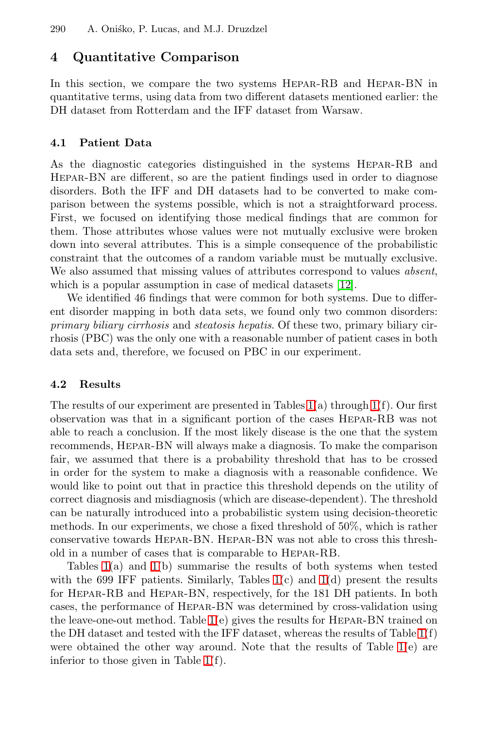## 4 Quantitative Comparison

In this section, we compare the two systems Hepar-RB and Hepar-BN in quantitative terms, using data from two different datasets mentioned earlier: the DH dataset from Rotterdam and the IFF dataset from Warsaw.

### 4.1 Patient Data

As the diagnostic categories distinguished in the systems Hepar-RB and Hepar-BN are different, so are the patient findings used in order to diagnose disorders. Both the IFF and DH datasets had to be converted to make comparison between the systems possible, which is not a straightforward process. First, we focused on identifying those medical findings that are common for them. Those attributes whose values were not mutually exclusive were broken down into several attributes. This is a simple consequence of the probabilistic constraint that the outcomes of a random variable must be mutually exclusive. We also assumed that missing values of attributes correspond to values *absent*, which is a popular assumption in case of medical datasets [12].

We identified 46 findings that were common for both systems. Due to different disorder mapping in both data sets, we found only two common disorders: *primary biliary cirrhosis* and *steatosis hepatis*. Of these two, primary biliary cirrhosis (PBC) was the only one with a reasonable number of patient cases in both data sets and, therefore, we focused on PBC in our experiment.

### 4.2 Results

The results of our experiment are presented in Tables 1(a) through 1(f). Our first observation was that in a significant portion of the cases Hepar-RB was not able to reach a conclusion. If the most likely disease is the one that the system recommends, Hepar-BN will always make a diagnosis. To make the comparison fair, we assumed that there is a probability threshold that has to be crossed in order for the system to make a diagnosis with a reasonable confidence. We would like to point out that in practice this threshold depends on the utility of correct diagnosis and misdiagnosis (which are disease-dependent). The threshold can be naturally introduced into a probabilistic system using decision-theoretic methods. In our experiments, we chose a fixed threshold of 50%, which is rather conservative towards Hepar-BN. Hepar-BN was not able to cross this threshold in a number of cases that is comparable to Hepar-RB.

Tables 1(a) and 1(b) summarise the results of both systems when tested with the 699 IFF patients. Similarly, Tables 1(c) and 1(d) present the results for Hepar-RB and Hepar-BN, respectively, for the 181 DH patients. In both cases, the performance of Hepar-BN was determined by cross-validation using the leave-one-out method. Table 1(e) gives the results for Hepar-BN trained on the DH dataset and tested with the IFF dataset, whereas the results of Table 1(f) were obtained the other way around. Note that the results of Table 1(e) are inferior to those given in Table 1(f).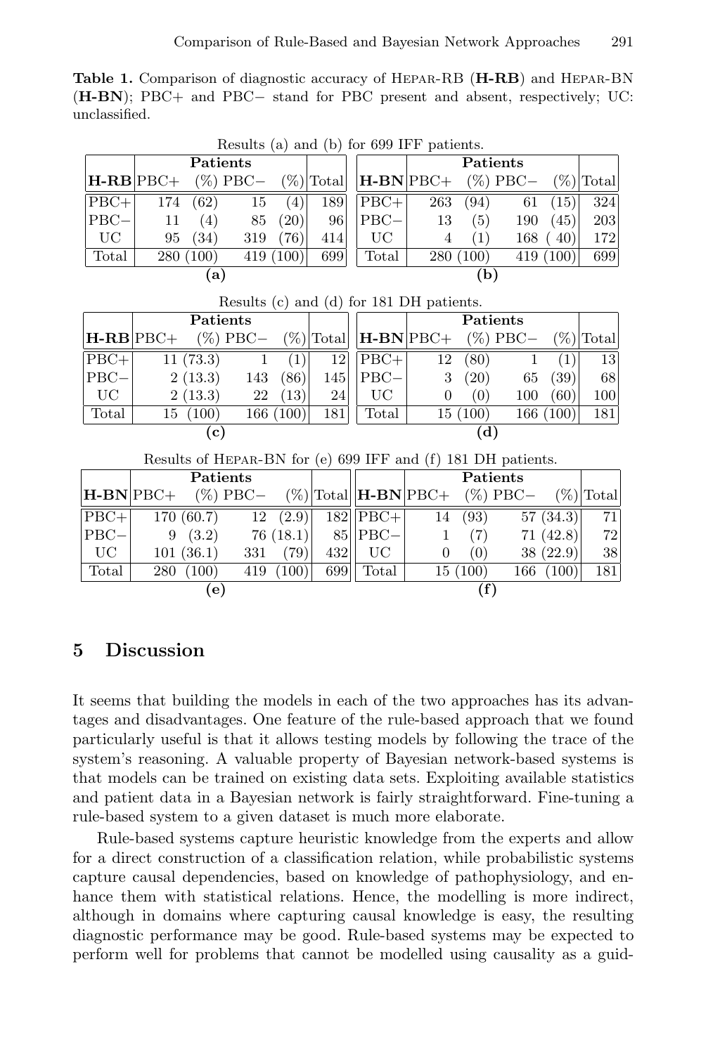**Table 1.** Comparison of diagnostic accuracy of HEPAR-RB (**H-RB**) and HEPAR-BN (**H-BN**); PBC+ and PBC− stand for PBC present and absent, respectively; UC: unclassified.

Results (a) and (b) for 699 IFF patients.

| **H-RB** | Patients PBC+ | (%) | PBC− | (%) | Total |
|---|---|---|---|---|---|
| PBC+ | 174 | (62) | 15 | (4) | 189 |
| PBC− | 11 | (4) | 85 | (20) | 96 |
| UC | 95 | (34) | 319 | (76) | 414 |
| Total | 280 | (100) | 419 | (100) | 699 |

**(a)**

| **H-BN** | Patients PBC+ | (%) | PBC− | (%) | Total |
|---|---|---|---|---|---|
| PBC+ | 263 | (94) | 61 | (15) | 324 |
| PBC− | 13 | (5) | 190 | (45) | 203 |
| UC | 4 | (1) | 168 | ( 40) | 172 |
| Total | 280 | (100) | 419 | (100) | 699 |

**(b)**

Results (c) and (d) for 181 DH patients.

| **H-RB** | Patients PBC+ | (%) | PBC− | (%) | Total |
|---|---|---|---|---|---|
| PBC+ | 11 | (73.3) | 1 | (1) | 12 |
| PBC− | 2 | (13.3) | 143 | (86) | 145 |
| UC | 2 | (13.3) | 22 | (13) | 24 |
| Total | 15 | (100) | 166 | (100) | 181 |

**(c)**

| **H-BN** | Patients PBC+ | (%) | PBC− | (%) | Total |
|---|---|---|---|---|---|
| PBC+ | 12 | (80) | 1 | (1) | 13 |
| PBC− | 3 | (20) | 65 | (39) | 68 |
| UC | 0 | (0) | 100 | (60) | 100 |
| Total | 15 | (100) | 166 | (100) | 181 |

**(d)**

Results of HEPAR-BN for (e) 699 IFF and (f) 181 DH patients.

| **H-BN** | Patients PBC+ | (%) | PBC− | (%) | Total |
|---|---|---|---|---|---|
| PBC+ | 170 | (60.7) | 12 | (2.9) | 182 |
| PBC− | 9 | (3.2) | 76 | (18.1) | 85 |
| UC | 101 | (36.1) | 331 | (79) | 432 |
| Total | 280 | (100) | 419 | (100) | 699 |

**(e)**

| **H-BN** | Patients PBC+ | (%) | PBC− | (%) | Total |
|---|---|---|---|---|---|
| PBC+ | 14 | (93) | 57 | (34.3) | 71 |
| PBC− | 1 | (7) | 71 | (42.8) | 72 |
| UC | 0 | (0) | 38 | (22.9) | 38 |
| Total | 15 | (100) | 166 | (100) | 181 |

**(f)**

## 5 Discussion

It seems that building the models in each of the two approaches has its advantages and disadvantages. One feature of the rule-based approach that we found particularly useful is that it allows testing models by following the trace of the system's reasoning. A valuable property of Bayesian network-based systems is that models can be trained on existing data sets. Exploiting available statistics and patient data in a Bayesian network is fairly straightforward. Fine-tuning a rule-based system to a given dataset is much more elaborate.

Rule-based systems capture heuristic knowledge from the experts and allow for a direct construction of a classification relation, while probabilistic systems capture causal dependencies, based on knowledge of pathophysiology, and enhance them with statistical relations. Hence, the modelling is more indirect, although in domains where capturing causal knowledge is easy, the resulting diagnostic performance may be good. Rule-based systems may be expected to perform well for problems that cannot be modelled using causality as a guid-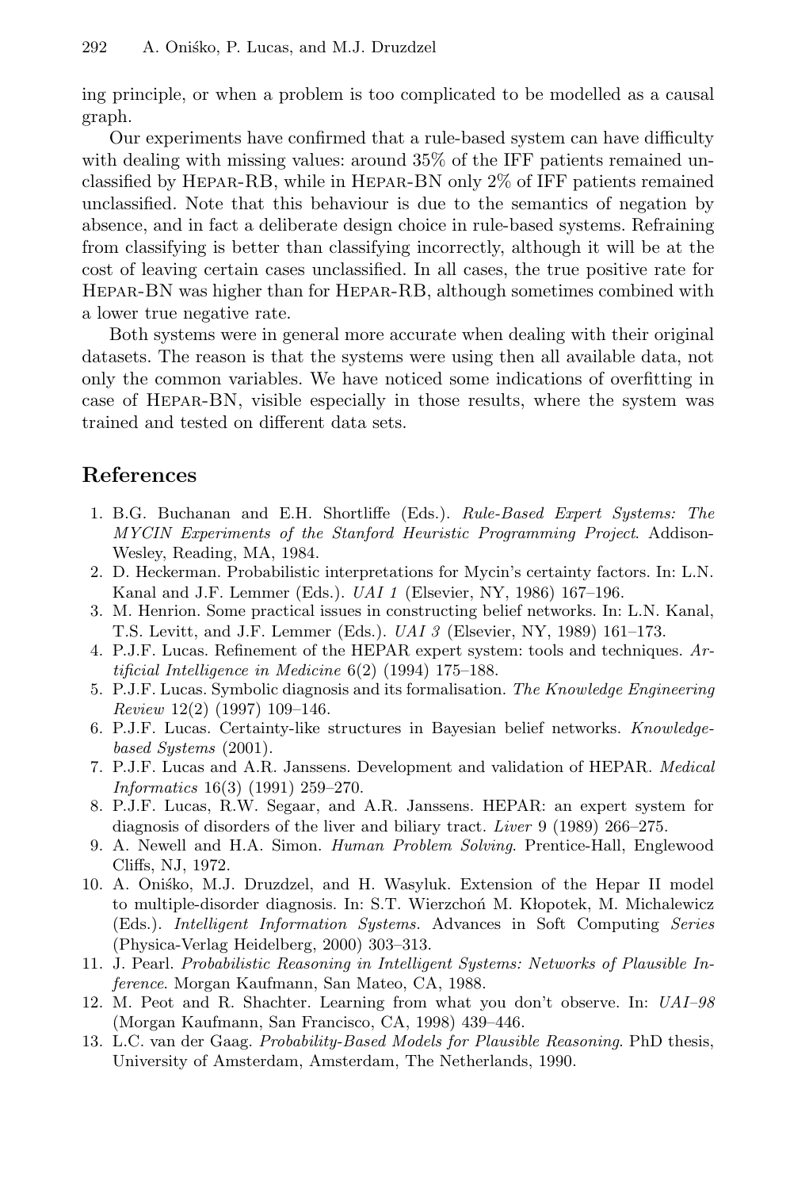ing principle, or when a problem is too complicated to be modelled as a causal graph.

Our experiments have confirmed that a rule-based system can have difficulty with dealing with missing values: around 35% of the IFF patients remained unclassified by Hepar-RB, while in Hepar-BN only 2% of IFF patients remained unclassified. Note that this behaviour is due to the semantics of negation by absence, and in fact a deliberate design choice in rule-based systems. Refraining from classifying is better than classifying incorrectly, although it will be at the cost of leaving certain cases unclassified. In all cases, the true positive rate for Hepar-BN was higher than for Hepar-RB, although sometimes combined with a lower true negative rate.

Both systems were in general more accurate when dealing with their original datasets. The reason is that the systems were using then all available data, not only the common variables. We have noticed some indications of overfitting in case of Hepar-BN, visible especially in those results, where the system was trained and tested on different data sets.

## References

1. B.G. Buchanan and E.H. Shortliffe (Eds.). *Rule-Based Expert Systems: The MYCIN Experiments of the Stanford Heuristic Programming Project*. Addison-Wesley, Reading, MA, 1984.
2. D. Heckerman. Probabilistic interpretations for Mycin's certainty factors. In: L.N. Kanal and J.F. Lemmer (Eds.). *UAI 1* (Elsevier, NY, 1986) 167–196.
3. M. Henrion. Some practical issues in constructing belief networks. In: L.N. Kanal, T.S. Levitt, and J.F. Lemmer (Eds.). *UAI 3* (Elsevier, NY, 1989) 161–173.
4. P.J.F. Lucas. Refinement of the HEPAR expert system: tools and techniques. *Artificial Intelligence in Medicine* 6(2) (1994) 175–188.
5. P.J.F. Lucas. Symbolic diagnosis and its formalisation. *The Knowledge Engineering Review* 12(2) (1997) 109–146.
6. P.J.F. Lucas. Certainty-like structures in Bayesian belief networks. *Knowledge-based Systems* (2001).
7. P.J.F. Lucas and A.R. Janssens. Development and validation of HEPAR. *Medical Informatics* 16(3) (1991) 259–270.
8. P.J.F. Lucas, R.W. Segaar, and A.R. Janssens. HEPAR: an expert system for diagnosis of disorders of the liver and biliary tract. *Liver* 9 (1989) 266–275.
9. A. Newell and H.A. Simon. *Human Problem Solving*. Prentice-Hall, Englewood Cliffs, NJ, 1972.
10. A. Oniśko, M.J. Druzdzel, and H. Wasyluk. Extension of the Hepar II model to multiple-disorder diagnosis. In: S.T. Wierzchoń M. Kłopotek, M. Michalewicz (Eds.). *Intelligent Information Systems.* Advances in Soft Computing *Series* (Physica-Verlag Heidelberg, 2000) 303–313.
11. J. Pearl. *Probabilistic Reasoning in Intelligent Systems: Networks of Plausible Inference*. Morgan Kaufmann, San Mateo, CA, 1988.
12. M. Peot and R. Shachter. Learning from what you don't observe. In: *UAI–98* (Morgan Kaufmann, San Francisco, CA, 1998) 439–446.
13. L.C. van der Gaag. *Probability-Based Models for Plausible Reasoning*. PhD thesis, University of Amsterdam, Amsterdam, The Netherlands, 1990.